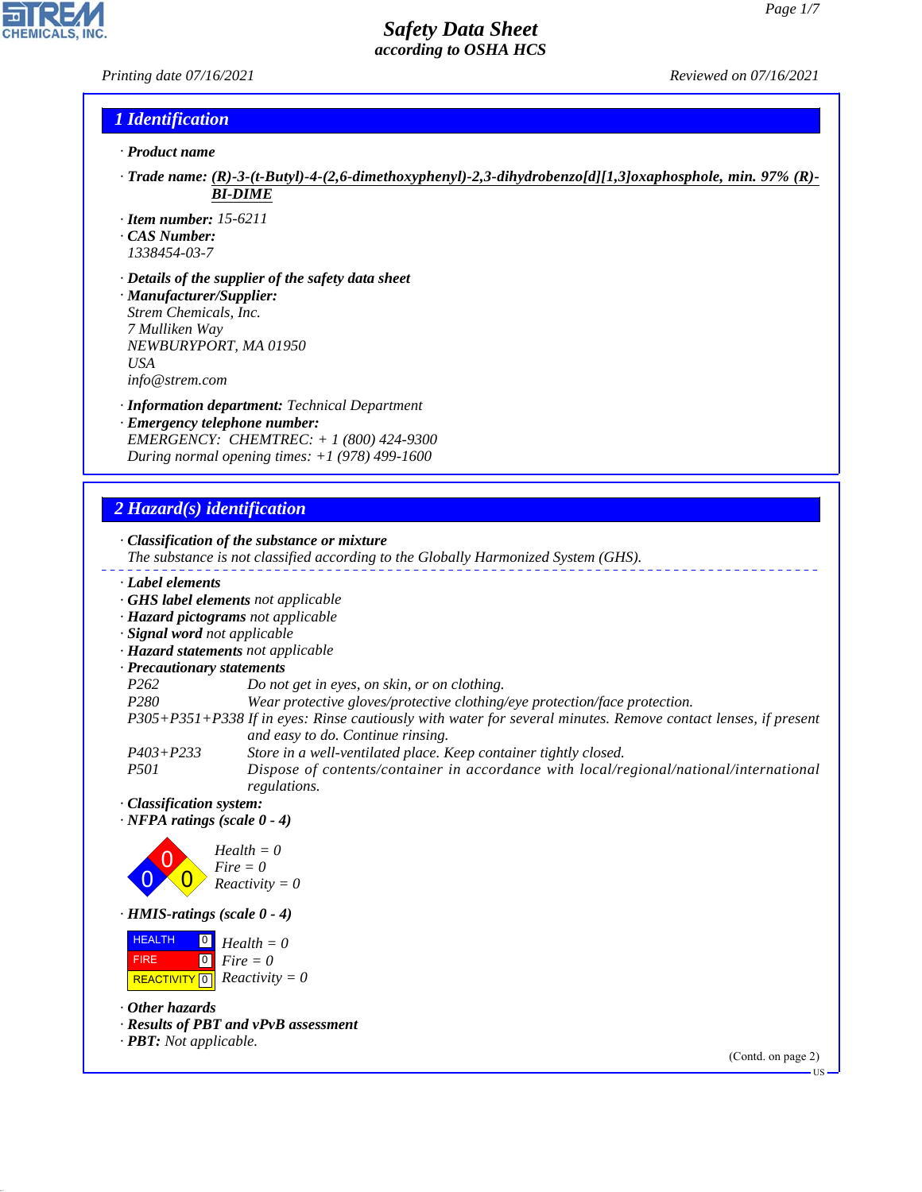# Safety Data Sheet
*according to OSHA HCS*

Printing date 07/16/2021 Reviewed on 07/16/2021

## 1 Identification

· **Product name**

· **Trade name:** **(R)-3-(t-Butyl)-4-(2,6-dimethoxyphenyl)-2,3-dihydrobenzo[d][1,3]oxaphosphole, min. 97% (R)-BI-DIME**

· **Item number:** 15-6211
· **CAS Number:**
1338454-03-7

· **Details of the supplier of the safety data sheet**
· **Manufacturer/Supplier:**
Strem Chemicals, Inc.
7 Mulliken Way
NEWBURYPORT, MA 01950
USA
info@strem.com

· **Information department:** Technical Department
· **Emergency telephone number:**
EMERGENCY: CHEMTREC: + 1 (800) 424-9300
During normal opening times: +1 (978) 499-1600

## 2 Hazard(s) identification

· **Classification of the substance or mixture**
The substance is not classified according to the Globally Harmonized System (GHS).

· **Label elements**
· **GHS label elements** not applicable
· **Hazard pictograms** not applicable
· **Signal word** not applicable
· **Hazard statements** not applicable
· **Precautionary statements**

| | |
|---|---|
| P262 | Do not get in eyes, on skin, or on clothing. |
| P280 | Wear protective gloves/protective clothing/eye protection/face protection. |
| P305+P351+P338 | If in eyes: Rinse cautiously with water for several minutes. Remove contact lenses, if present and easy to do. Continue rinsing. |
| P403+P233 | Store in a well-ventilated place. Keep container tightly closed. |
| P501 | Dispose of contents/container in accordance with local/regional/national/international regulations. |

· **Classification system:**
· **NFPA ratings (scale 0 - 4)**

Health = 0
Fire = 0
Reactivity = 0

· **HMIS-ratings (scale 0 - 4)**

| | | |
|---|---|---|
| HEALTH | 0 | Health = 0 |
| FIRE | 0 | Fire = 0 |
| REACTIVITY | 0 | Reactivity = 0 |

· **Other hazards**
· **Results of PBT and vPvB assessment**
· **PBT:** Not applicable.

(Contd. on page 2)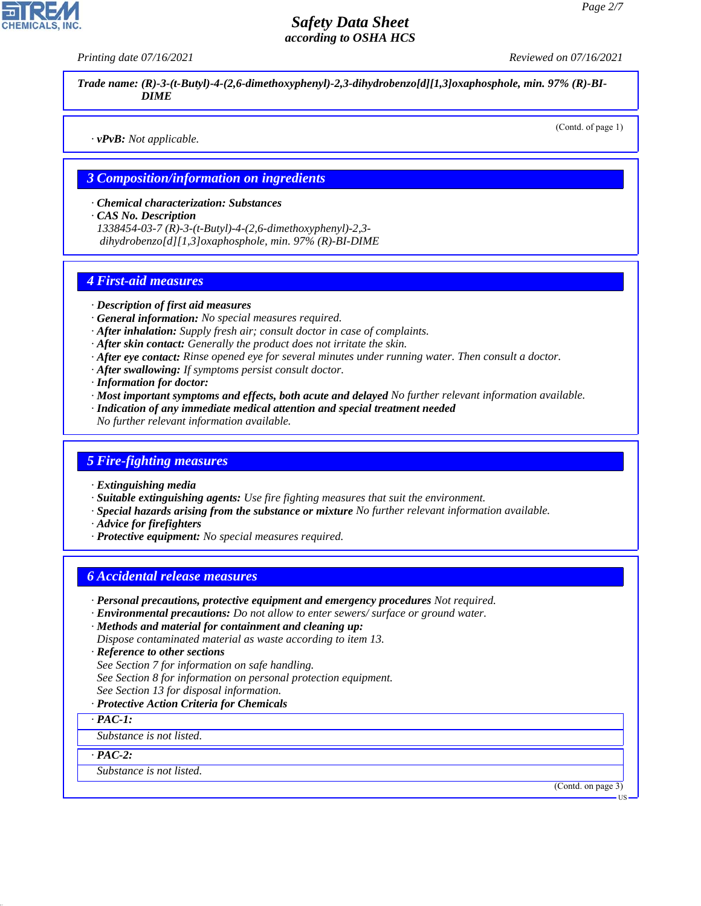**Trade name: (R)-3-(t-Butyl)-4-(2,6-dimethoxyphenyl)-2,3-dihydrobenzo[d][1,3]oxaphosphole, min. 97% (R)-BI-DIME**

(Contd. of page 1)

· **vPvB:** Not applicable.

## 3 Composition/information on ingredients

· **Chemical characterization: Substances**
· **CAS No. Description**
1338454-03-7 (R)-3-(t-Butyl)-4-(2,6-dimethoxyphenyl)-2,3-dihydrobenzo[d][1,3]oxaphosphole, min. 97% (R)-BI-DIME

## 4 First-aid measures

· **Description of first aid measures**
· **General information:** No special measures required.
· **After inhalation:** Supply fresh air; consult doctor in case of complaints.
· **After skin contact:** Generally the product does not irritate the skin.
· **After eye contact:** Rinse opened eye for several minutes under running water. Then consult a doctor.
· **After swallowing:** If symptoms persist consult doctor.
· **Information for doctor:**
· **Most important symptoms and effects, both acute and delayed** No further relevant information available.
· **Indication of any immediate medical attention and special treatment needed**
No further relevant information available.

## 5 Fire-fighting measures

· **Extinguishing media**
· **Suitable extinguishing agents:** Use fire fighting measures that suit the environment.
· **Special hazards arising from the substance or mixture** No further relevant information available.
· **Advice for firefighters**
· **Protective equipment:** No special measures required.

## 6 Accidental release measures

· **Personal precautions, protective equipment and emergency procedures** Not required.
· **Environmental precautions:** Do not allow to enter sewers/ surface or ground water.
· **Methods and material for containment and cleaning up:**
Dispose contaminated material as waste according to item 13.
· **Reference to other sections**
See Section 7 for information on safe handling.
See Section 8 for information on personal protection equipment.
See Section 13 for disposal information.
· **Protective Action Criteria for Chemicals**

· **PAC-1:**
Substance is not listed.

· **PAC-2:**
Substance is not listed.

(Contd. on page 3)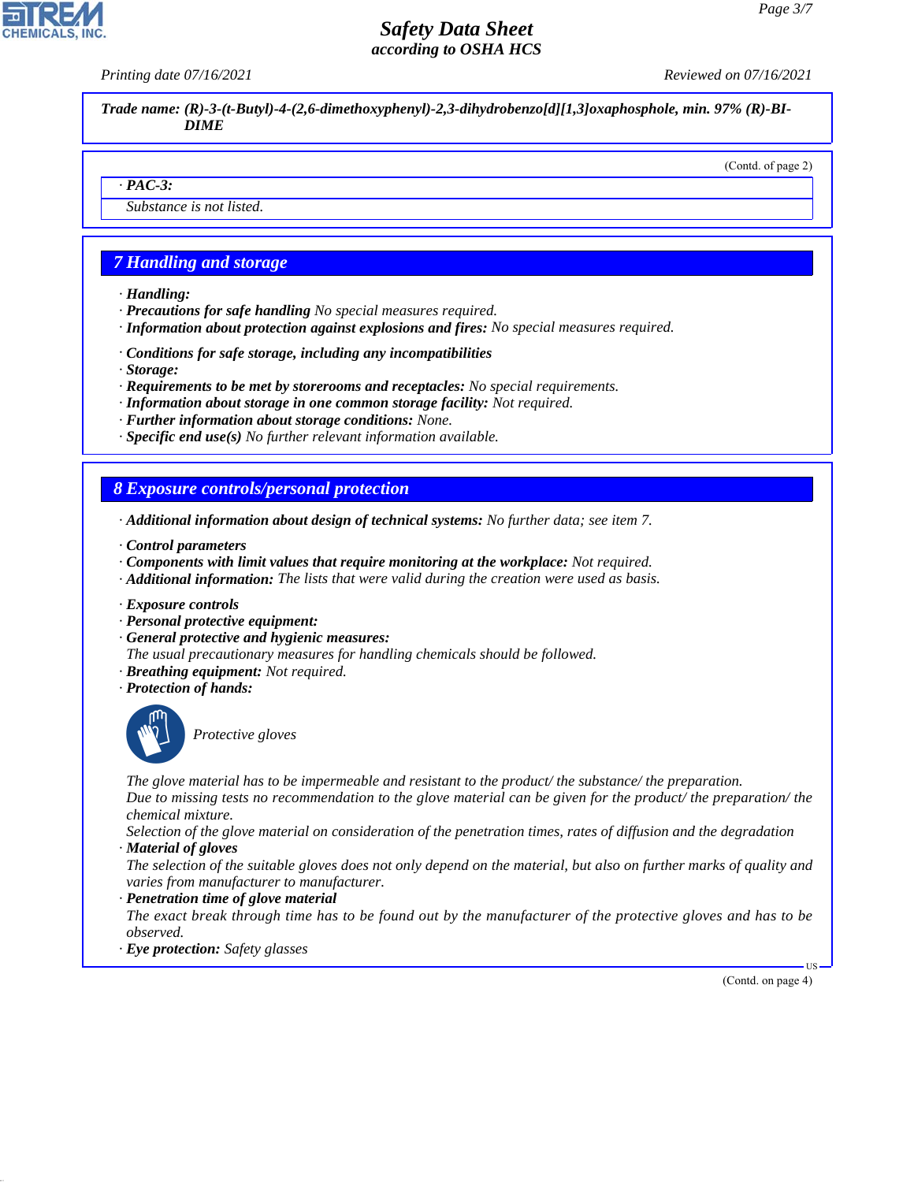**Trade name: (R)-3-(t-Butyl)-4-(2,6-dimethoxyphenyl)-2,3-dihydrobenzo[d][1,3]oxaphosphole, min. 97% (R)-BI-DIME**

(Contd. of page 2)

· **PAC-3:**

Substance is not listed.

## 7 Handling and storage

· **Handling:**
· **Precautions for safe handling** No special measures required.
· **Information about protection against explosions and fires:** No special measures required.

· **Conditions for safe storage, including any incompatibilities**
· **Storage:**
· **Requirements to be met by storerooms and receptacles:** No special requirements.
· **Information about storage in one common storage facility:** Not required.
· **Further information about storage conditions:** None.
· **Specific end use(s)** No further relevant information available.

## 8 Exposure controls/personal protection

· **Additional information about design of technical systems:** No further data; see item 7.

· **Control parameters**
· **Components with limit values that require monitoring at the workplace:** Not required.
· **Additional information:** The lists that were valid during the creation were used as basis.

· **Exposure controls**
· **Personal protective equipment:**
· **General protective and hygienic measures:**
The usual precautionary measures for handling chemicals should be followed.
· **Breathing equipment:** Not required.
· **Protection of hands:**

Protective gloves

The glove material has to be impermeable and resistant to the product/ the substance/ the preparation.
Due to missing tests no recommendation to the glove material can be given for the product/ the preparation/ the chemical mixture.
Selection of the glove material on consideration of the penetration times, rates of diffusion and the degradation
· **Material of gloves**
The selection of the suitable gloves does not only depend on the material, but also on further marks of quality and varies from manufacturer to manufacturer.
· **Penetration time of glove material**
The exact break through time has to be found out by the manufacturer of the protective gloves and has to be observed.
· **Eye protection:** Safety glasses

(Contd. on page 4)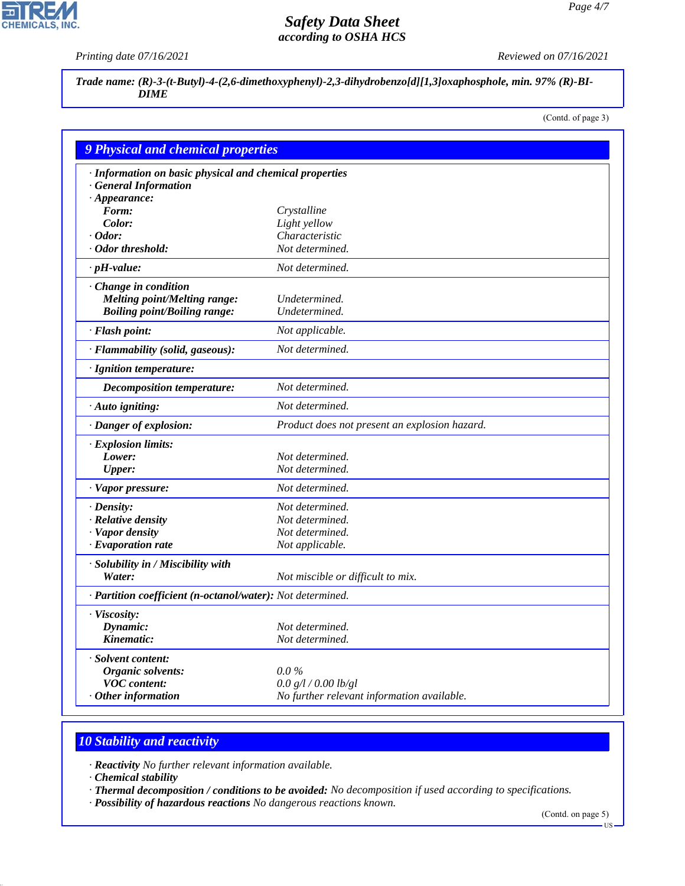Printing date 07/16/2021 Reviewed on 07/16/2021

**Trade name: (R)-3-(t-Butyl)-4-(2,6-dimethoxyphenyl)-2,3-dihydrobenzo[d][1,3]oxaphosphole, min. 97% (R)-BI-DIME**

(Contd. of page 3)

## 9 Physical and chemical properties

| | |
|---|---|
| **· Information on basic physical and chemical properties** | |
| **· General Information** | |
| **· Appearance:** | |
| **Form:** | Crystalline |
| **Color:** | Light yellow |
| **· Odor:** | Characteristic |
| **· Odor threshold:** | Not determined. |
| **· pH-value:** | Not determined. |
| **· Change in condition** | |
| **Melting point/Melting range:** | Undetermined. |
| **Boiling point/Boiling range:** | Undetermined. |
| **· Flash point:** | Not applicable. |
| **· Flammability (solid, gaseous):** | Not determined. |
| **· Ignition temperature:** | |
| **Decomposition temperature:** | Not determined. |
| **· Auto igniting:** | Not determined. |
| **· Danger of explosion:** | Product does not present an explosion hazard. |
| **· Explosion limits:** | |
| **Lower:** | Not determined. |
| **Upper:** | Not determined. |
| **· Vapor pressure:** | Not determined. |
| **· Density:** | Not determined. |
| **· Relative density** | Not determined. |
| **· Vapor density** | Not determined. |
| **· Evaporation rate** | Not applicable. |
| **· Solubility in / Miscibility with** | |
| **Water:** | Not miscible or difficult to mix. |
| **· Partition coefficient (n-octanol/water):** | Not determined. |
| **· Viscosity:** | |
| **Dynamic:** | Not determined. |
| **Kinematic:** | Not determined. |
| **· Solvent content:** | |
| **Organic solvents:** | 0.0 % |
| **VOC content:** | 0.0 g/l / 0.00 lb/gl |
| **· Other information** | No further relevant information available. |

## 10 Stability and reactivity

· **Reactivity** No further relevant information available.
· **Chemical stability**
· **Thermal decomposition / conditions to be avoided:** No decomposition if used according to specifications.
· **Possibility of hazardous reactions** No dangerous reactions known.

(Contd. on page 5)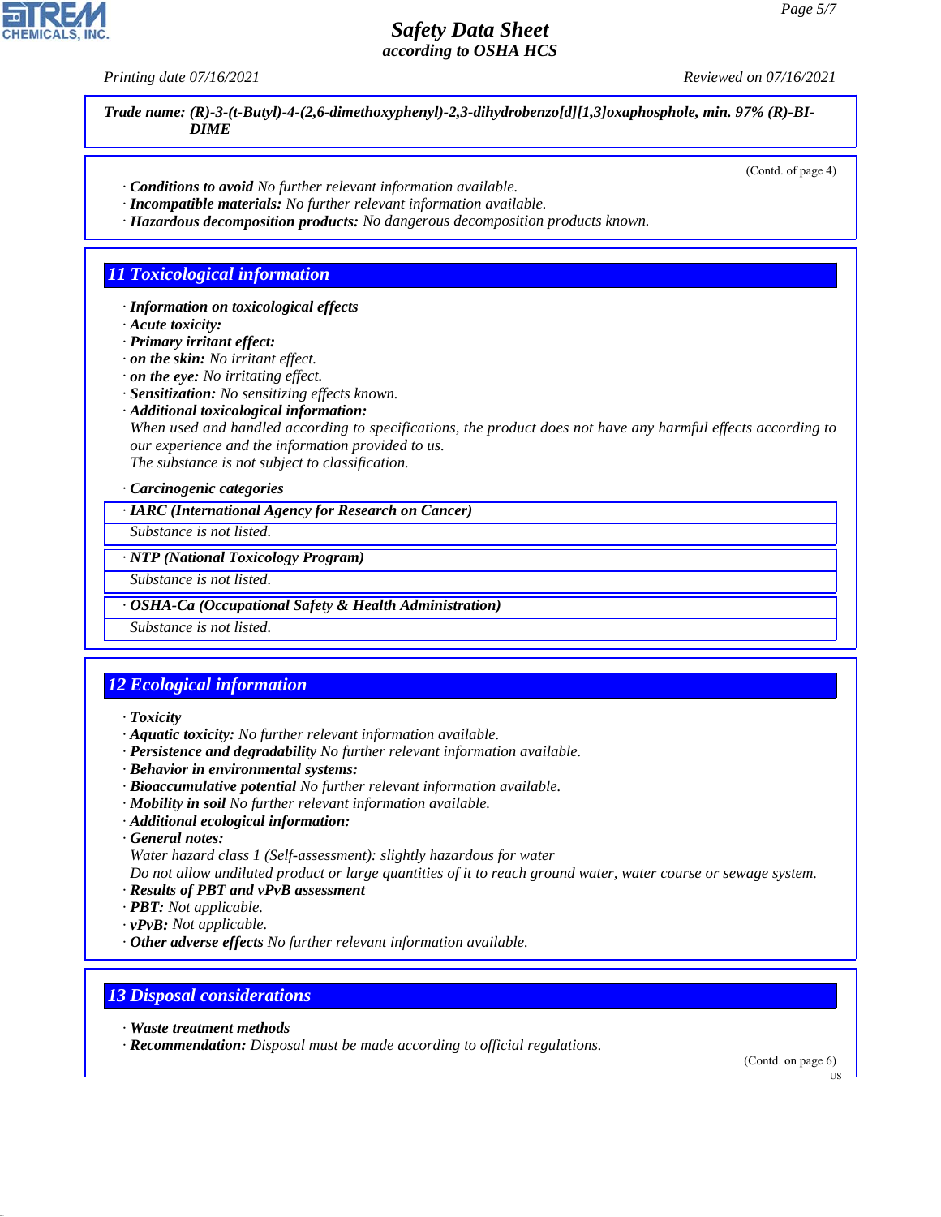**Trade name:** ***(R)-3-(t-Butyl)-4-(2,6-dimethoxyphenyl)-2,3-dihydrobenzo[d][1,3]oxaphosphole, min. 97% (R)-BI-DIME***

(Contd. of page 4)

· ***Conditions to avoid*** *No further relevant information available.*
· ***Incompatible materials:*** *No further relevant information available.*
· ***Hazardous decomposition products:*** *No dangerous decomposition products known.*

## 11 Toxicological information

· ***Information on toxicological effects***
· ***Acute toxicity:***
· ***Primary irritant effect:***
· ***on the skin:*** *No irritant effect.*
· ***on the eye:*** *No irritating effect.*
· ***Sensitization:*** *No sensitizing effects known.*
· ***Additional toxicological information:***
*When used and handled according to specifications, the product does not have any harmful effects according to our experience and the information provided to us.*
*The substance is not subject to classification.*

· ***Carcinogenic categories***

| · IARC (International Agency for Research on Cancer) |
|---|
| Substance is not listed. |

| · NTP (National Toxicology Program) |
|---|
| Substance is not listed. |

| · OSHA-Ca (Occupational Safety & Health Administration) |
|---|
| Substance is not listed. |

## 12 Ecological information

· ***Toxicity***
· ***Aquatic toxicity:*** *No further relevant information available.*
· ***Persistence and degradability*** *No further relevant information available.*
· ***Behavior in environmental systems:***
· ***Bioaccumulative potential*** *No further relevant information available.*
· ***Mobility in soil*** *No further relevant information available.*
· ***Additional ecological information:***
· ***General notes:***
*Water hazard class 1 (Self-assessment): slightly hazardous for water*
*Do not allow undiluted product or large quantities of it to reach ground water, water course or sewage system.*
· ***Results of PBT and vPvB assessment***
· ***PBT:*** *Not applicable.*
· ***vPvB:*** *Not applicable.*
· ***Other adverse effects*** *No further relevant information available.*

## 13 Disposal considerations

· ***Waste treatment methods***
· ***Recommendation:*** *Disposal must be made according to official regulations.*

(Contd. on page 6)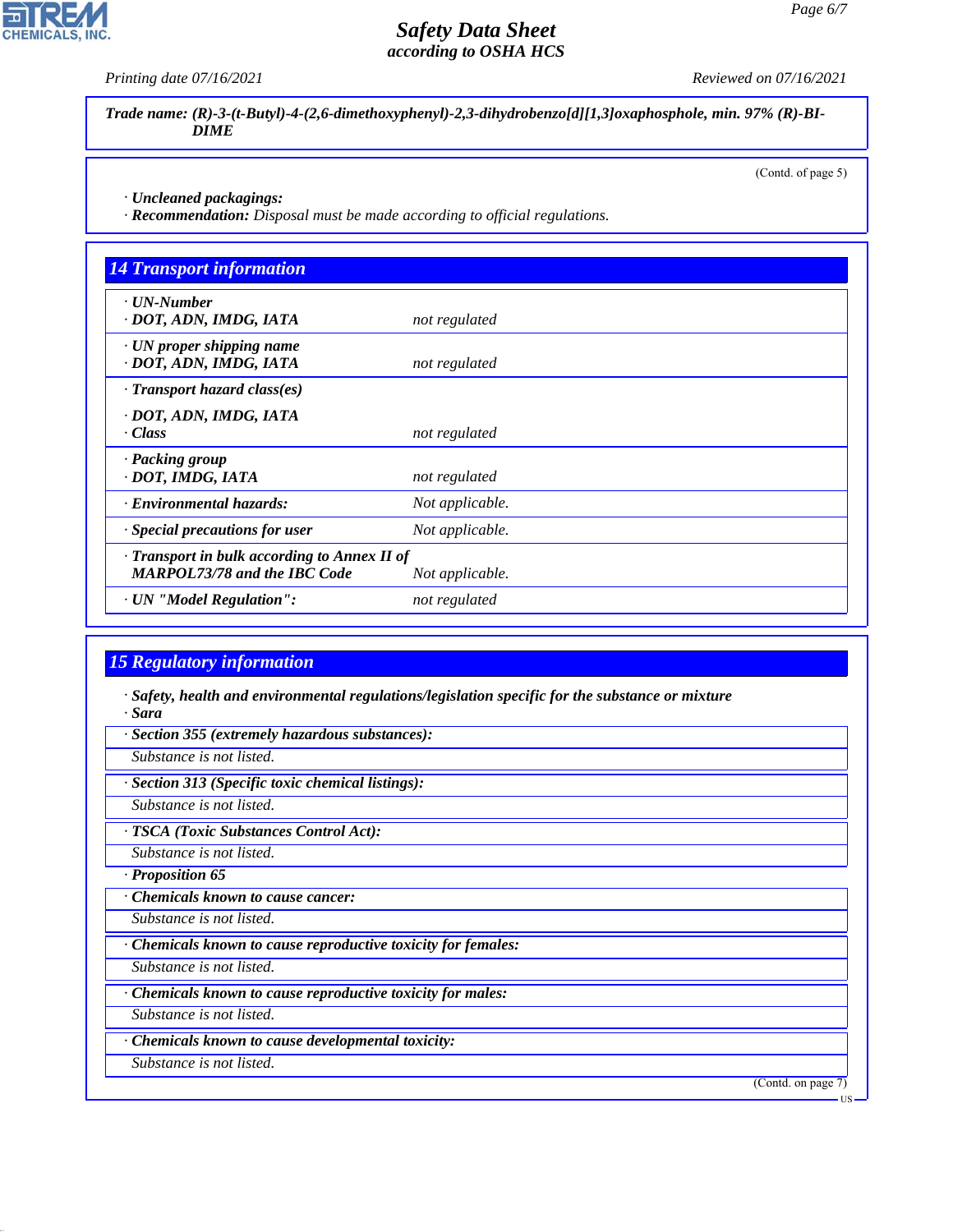**Trade name: (R)-3-(t-Butyl)-4-(2,6-dimethoxyphenyl)-2,3-dihydrobenzo[d][1,3]oxaphosphole, min. 97% (R)-BI-DIME**

(Contd. of page 5)

· **Uncleaned packagings:**
· **Recommendation:** Disposal must be made according to official regulations.

## 14 Transport information

| | |
|---|---|
| · **UN-Number**<br>· **DOT, ADN, IMDG, IATA** | not regulated |
| · **UN proper shipping name**<br>· **DOT, ADN, IMDG, IATA** | not regulated |
| · **Transport hazard class(es)**<br>· **DOT, ADN, IMDG, IATA**<br>· **Class** | not regulated |
| · **Packing group**<br>· **DOT, IMDG, IATA** | not regulated |
| · **Environmental hazards:** | Not applicable. |
| · **Special precautions for user** | Not applicable. |
| · **Transport in bulk according to Annex II of MARPOL73/78 and the IBC Code** | Not applicable. |
| · **UN "Model Regulation":** | not regulated |

## 15 Regulatory information

· **Safety, health and environmental regulations/legislation specific for the substance or mixture**
· **Sara**

· **Section 355 (extremely hazardous substances):**
Substance is not listed.

· **Section 313 (Specific toxic chemical listings):**
Substance is not listed.

· **TSCA (Toxic Substances Control Act):**
Substance is not listed.

· **Proposition 65**

· **Chemicals known to cause cancer:**
Substance is not listed.

· **Chemicals known to cause reproductive toxicity for females:**
Substance is not listed.

· **Chemicals known to cause reproductive toxicity for males:**
Substance is not listed.

· **Chemicals known to cause developmental toxicity:**
Substance is not listed.

(Contd. on page 7)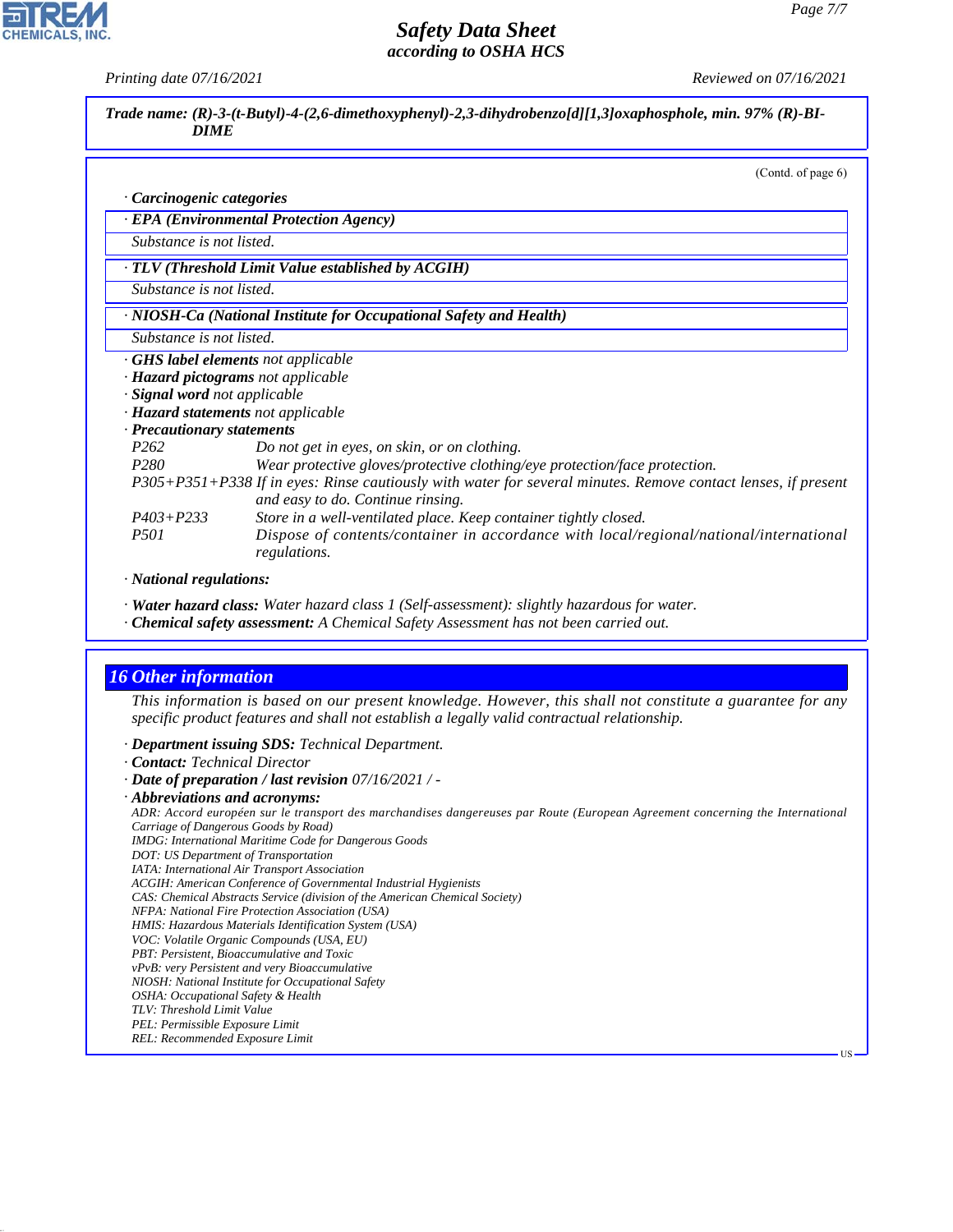**Trade name: (R)-3-(t-Butyl)-4-(2,6-dimethoxyphenyl)-2,3-dihydrobenzo[d][1,3]oxaphosphole, min. 97% (R)-BI-DIME**

(Contd. of page 6)

· **Carcinogenic categories**

· **EPA (Environmental Protection Agency)**

Substance is not listed.

· **TLV (Threshold Limit Value established by ACGIH)**

Substance is not listed.

· **NIOSH-Ca (National Institute for Occupational Safety and Health)**

Substance is not listed.

· **GHS label elements** not applicable
· **Hazard pictograms** not applicable
· **Signal word** not applicable
· **Hazard statements** not applicable
· **Precautionary statements**

| | |
|---|---|
| P262 | Do not get in eyes, on skin, or on clothing. |
| P280 | Wear protective gloves/protective clothing/eye protection/face protection. |
| P305+P351+P338 | If in eyes: Rinse cautiously with water for several minutes. Remove contact lenses, if present and easy to do. Continue rinsing. |
| P403+P233 | Store in a well-ventilated place. Keep container tightly closed. |
| P501 | Dispose of contents/container in accordance with local/regional/national/international regulations. |

· **National regulations:**

· **Water hazard class:** Water hazard class 1 (Self-assessment): slightly hazardous for water.
· **Chemical safety assessment:** A Chemical Safety Assessment has not been carried out.

## 16 Other information

This information is based on our present knowledge. However, this shall not constitute a guarantee for any specific product features and shall not establish a legally valid contractual relationship.

· **Department issuing SDS:** Technical Department.
· **Contact:** Technical Director
· **Date of preparation / last revision** 07/16/2021 / -
· **Abbreviations and acronyms:**

ADR: Accord européen sur le transport des marchandises dangereuses par Route (European Agreement concerning the International Carriage of Dangerous Goods by Road)
IMDG: International Maritime Code for Dangerous Goods
DOT: US Department of Transportation
IATA: International Air Transport Association
ACGIH: American Conference of Governmental Industrial Hygienists
CAS: Chemical Abstracts Service (division of the American Chemical Society)
NFPA: National Fire Protection Association (USA)
HMIS: Hazardous Materials Identification System (USA)
VOC: Volatile Organic Compounds (USA, EU)
PBT: Persistent, Bioaccumulative and Toxic
vPvB: very Persistent and very Bioaccumulative
NIOSH: National Institute for Occupational Safety
OSHA: Occupational Safety & Health
TLV: Threshold Limit Value
PEL: Permissible Exposure Limit
REL: Recommended Exposure Limit